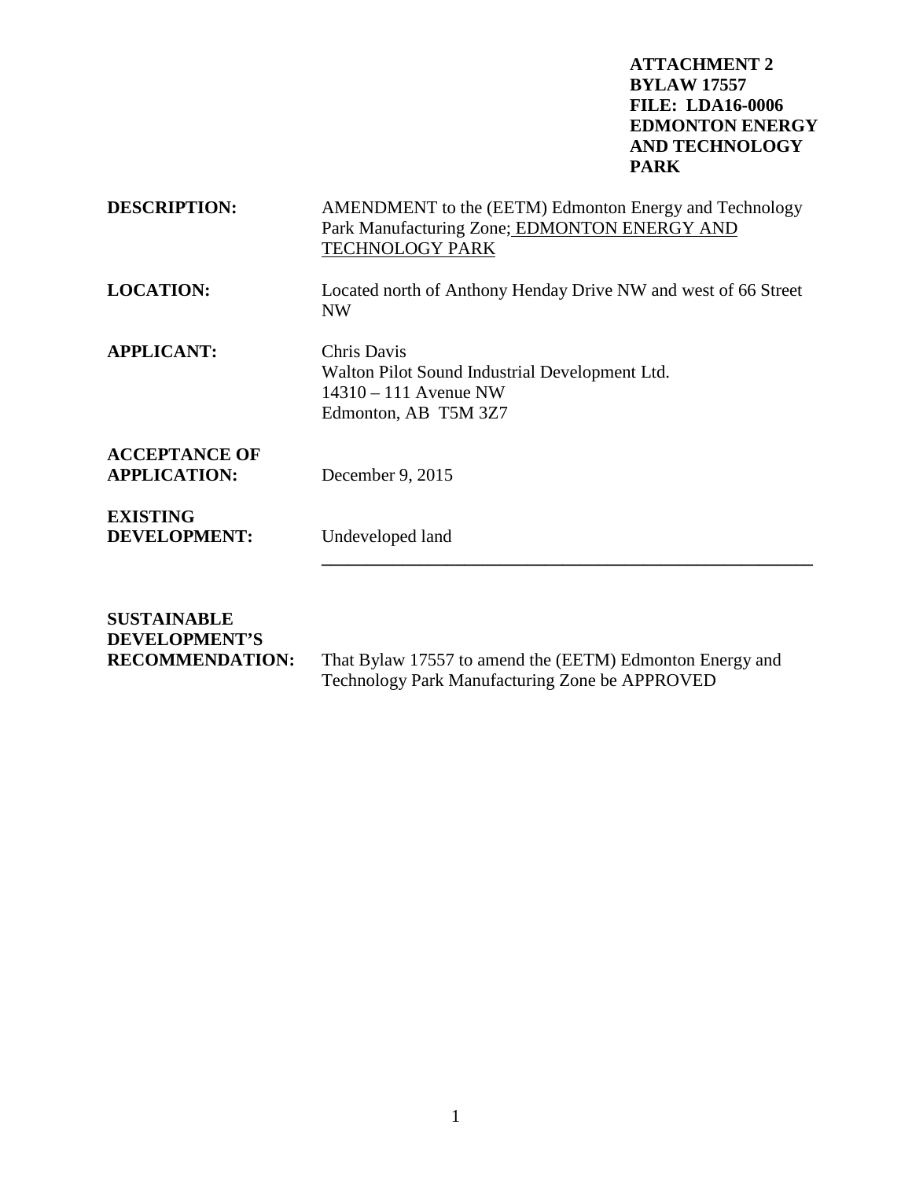**ATTACHMENT 2**
**BYLAW 17557**
**FILE: LDA16-0006**
**EDMONTON ENERGY AND TECHNOLOGY PARK**

**DESCRIPTION:** AMENDMENT to the (EETM) Edmonton Energy and Technology Park Manufacturing Zone; EDMONTON ENERGY AND TECHNOLOGY PARK

**LOCATION:** Located north of Anthony Henday Drive NW and west of 66 Street NW

**APPLICANT:** Chris Davis
Walton Pilot Sound Industrial Development Ltd.
14310 – 111 Avenue NW
Edmonton, AB T5M 3Z7

**ACCEPTANCE OF APPLICATION:** December 9, 2015

**EXISTING DEVELOPMENT:** Undeveloped land

---

**SUSTAINABLE DEVELOPMENT'S RECOMMENDATION:** That Bylaw 17557 to amend the (EETM) Edmonton Energy and Technology Park Manufacturing Zone be APPROVED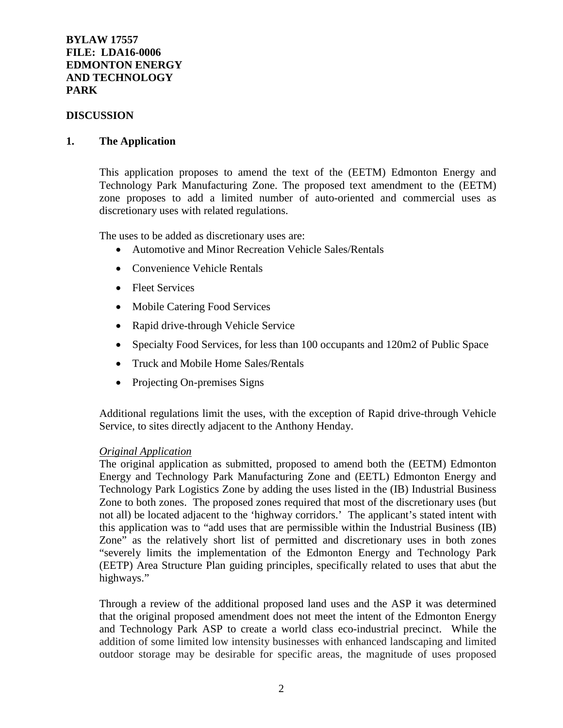**BYLAW 17557**
**FILE: LDA16-0006**
**EDMONTON ENERGY AND TECHNOLOGY PARK**

**DISCUSSION**

**1. The Application**

This application proposes to amend the text of the (EETM) Edmonton Energy and Technology Park Manufacturing Zone. The proposed text amendment to the (EETM) zone proposes to add a limited number of auto-oriented and commercial uses as discretionary uses with related regulations.

The uses to be added as discretionary uses are:

- Automotive and Minor Recreation Vehicle Sales/Rentals
- Convenience Vehicle Rentals
- Fleet Services
- Mobile Catering Food Services
- Rapid drive-through Vehicle Service
- Specialty Food Services, for less than 100 occupants and 120m2 of Public Space
- Truck and Mobile Home Sales/Rentals
- Projecting On-premises Signs

Additional regulations limit the uses, with the exception of Rapid drive-through Vehicle Service, to sites directly adjacent to the Anthony Henday.

*Original Application*

The original application as submitted, proposed to amend both the (EETM) Edmonton Energy and Technology Park Manufacturing Zone and (EETL) Edmonton Energy and Technology Park Logistics Zone by adding the uses listed in the (IB) Industrial Business Zone to both zones. The proposed zones required that most of the discretionary uses (but not all) be located adjacent to the 'highway corridors.' The applicant's stated intent with this application was to "add uses that are permissible within the Industrial Business (IB) Zone" as the relatively short list of permitted and discretionary uses in both zones "severely limits the implementation of the Edmonton Energy and Technology Park (EETP) Area Structure Plan guiding principles, specifically related to uses that abut the highways."

Through a review of the additional proposed land uses and the ASP it was determined that the original proposed amendment does not meet the intent of the Edmonton Energy and Technology Park ASP to create a world class eco-industrial precinct. While the addition of some limited low intensity businesses with enhanced landscaping and limited outdoor storage may be desirable for specific areas, the magnitude of uses proposed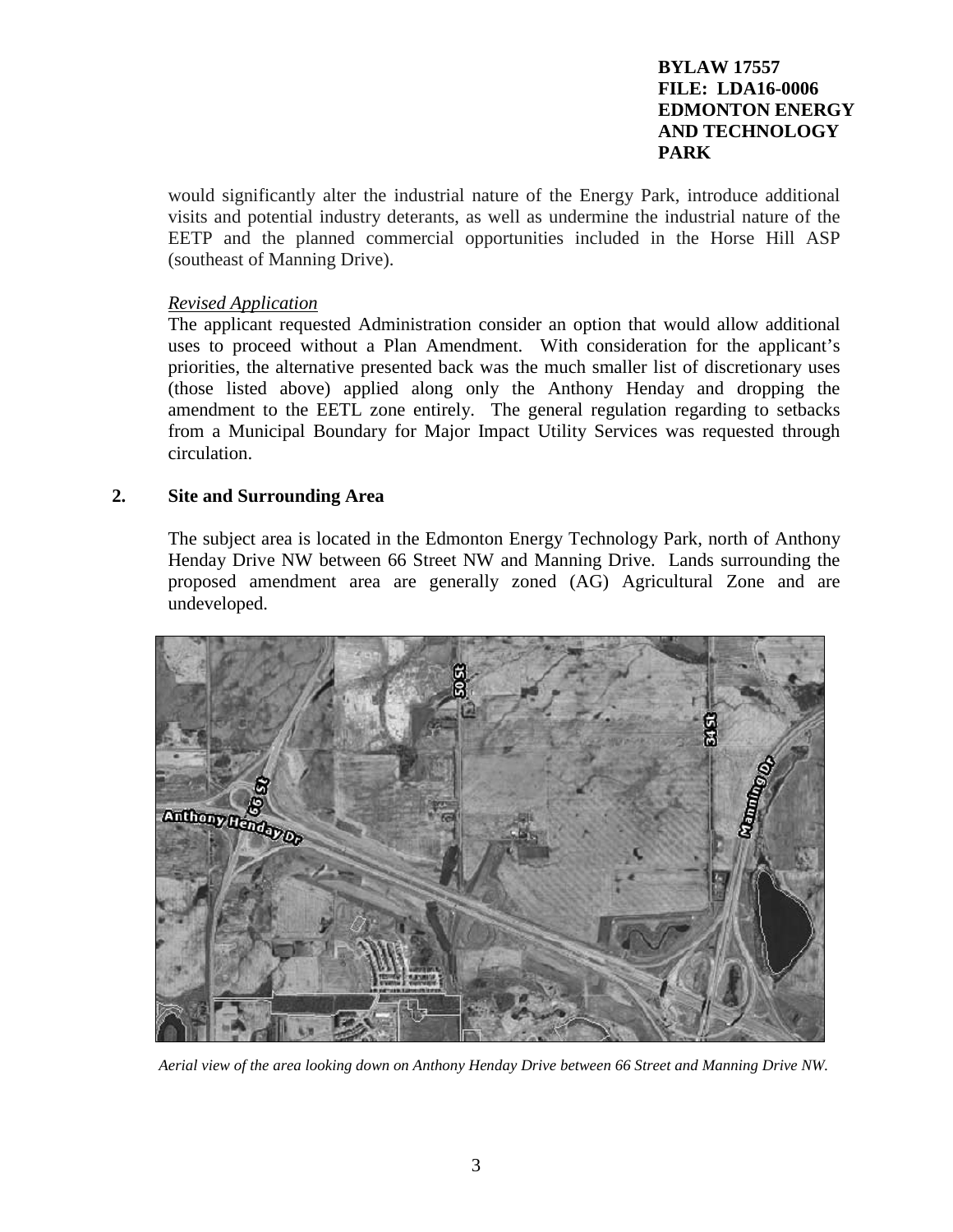would significantly alter the industrial nature of the Energy Park, introduce additional visits and potential industry deterants, as well as undermine the industrial nature of the EETP and the planned commercial opportunities included in the Horse Hill ASP (southeast of Manning Drive).

*Revised Application*

The applicant requested Administration consider an option that would allow additional uses to proceed without a Plan Amendment. With consideration for the applicant's priorities, the alternative presented back was the much smaller list of discretionary uses (those listed above) applied along only the Anthony Henday and dropping the amendment to the EETL zone entirely. The general regulation regarding to setbacks from a Municipal Boundary for Major Impact Utility Services was requested through circulation.

## 2. Site and Surrounding Area

The subject area is located in the Edmonton Energy Technology Park, north of Anthony Henday Drive NW between 66 Street NW and Manning Drive. Lands surrounding the proposed amendment area are generally zoned (AG) Agricultural Zone and are undeveloped.

*Aerial view of the area looking down on Anthony Henday Drive between 66 Street and Manning Drive NW.*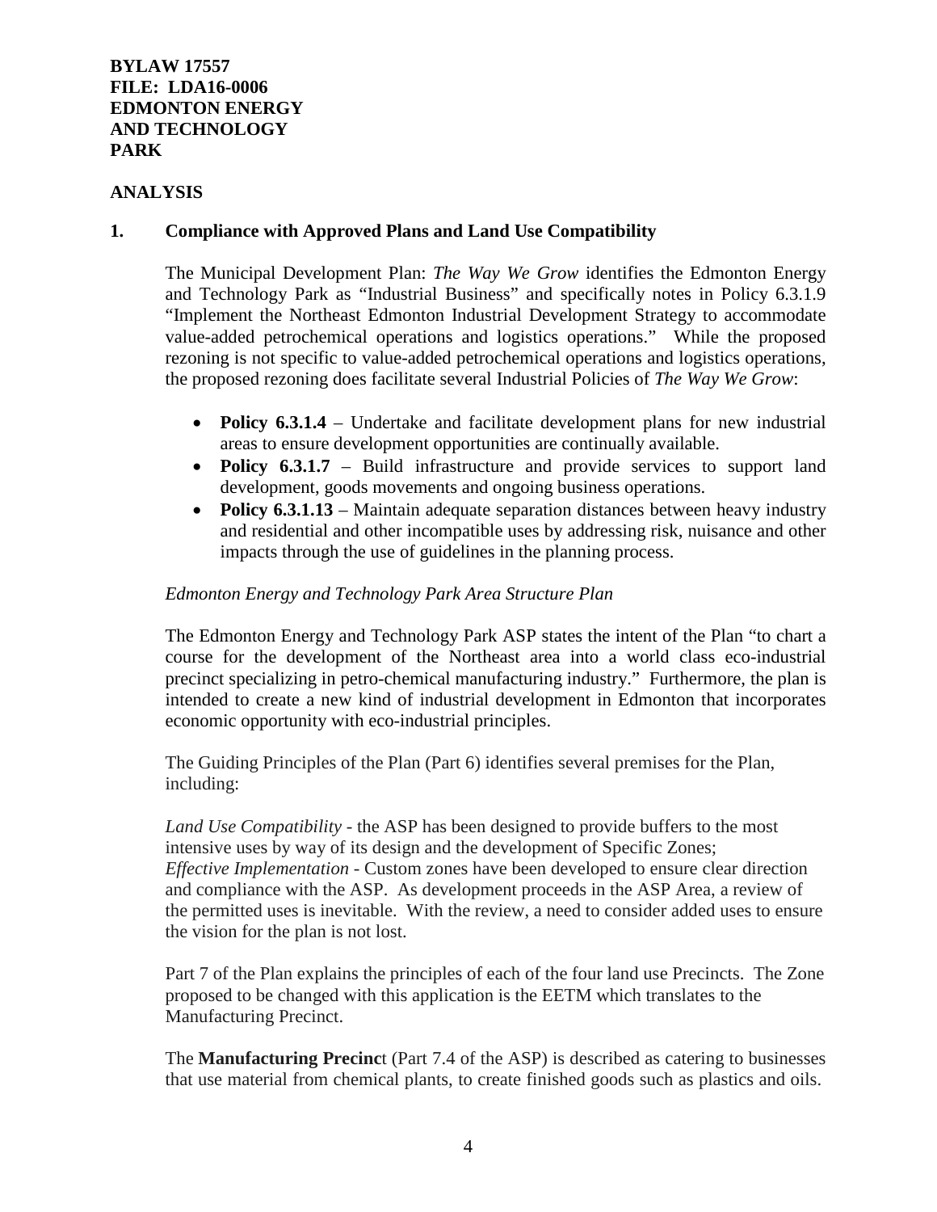**BYLAW 17557**
**FILE: LDA16-0006**
**EDMONTON ENERGY AND TECHNOLOGY PARK**

**ANALYSIS**

**1. Compliance with Approved Plans and Land Use Compatibility**

The Municipal Development Plan: *The Way We Grow* identifies the Edmonton Energy and Technology Park as "Industrial Business" and specifically notes in Policy 6.3.1.9 "Implement the Northeast Edmonton Industrial Development Strategy to accommodate value-added petrochemical operations and logistics operations." While the proposed rezoning is not specific to value-added petrochemical operations and logistics operations, the proposed rezoning does facilitate several Industrial Policies of *The Way We Grow*:

- **Policy 6.3.1.4** – Undertake and facilitate development plans for new industrial areas to ensure development opportunities are continually available.
- **Policy 6.3.1.7** – Build infrastructure and provide services to support land development, goods movements and ongoing business operations.
- **Policy 6.3.1.13** – Maintain adequate separation distances between heavy industry and residential and other incompatible uses by addressing risk, nuisance and other impacts through the use of guidelines in the planning process.

*Edmonton Energy and Technology Park Area Structure Plan*

The Edmonton Energy and Technology Park ASP states the intent of the Plan "to chart a course for the development of the Northeast area into a world class eco-industrial precinct specializing in petro-chemical manufacturing industry." Furthermore, the plan is intended to create a new kind of industrial development in Edmonton that incorporates economic opportunity with eco-industrial principles.

The Guiding Principles of the Plan (Part 6) identifies several premises for the Plan, including:

*Land Use Compatibility* - the ASP has been designed to provide buffers to the most intensive uses by way of its design and the development of Specific Zones;
*Effective Implementation* - Custom zones have been developed to ensure clear direction and compliance with the ASP. As development proceeds in the ASP Area, a review of the permitted uses is inevitable. With the review, a need to consider added uses to ensure the vision for the plan is not lost.

Part 7 of the Plan explains the principles of each of the four land use Precincts. The Zone proposed to be changed with this application is the EETM which translates to the Manufacturing Precinct.

The **Manufacturing Precinct** (Part 7.4 of the ASP) is described as catering to businesses that use material from chemical plants, to create finished goods such as plastics and oils.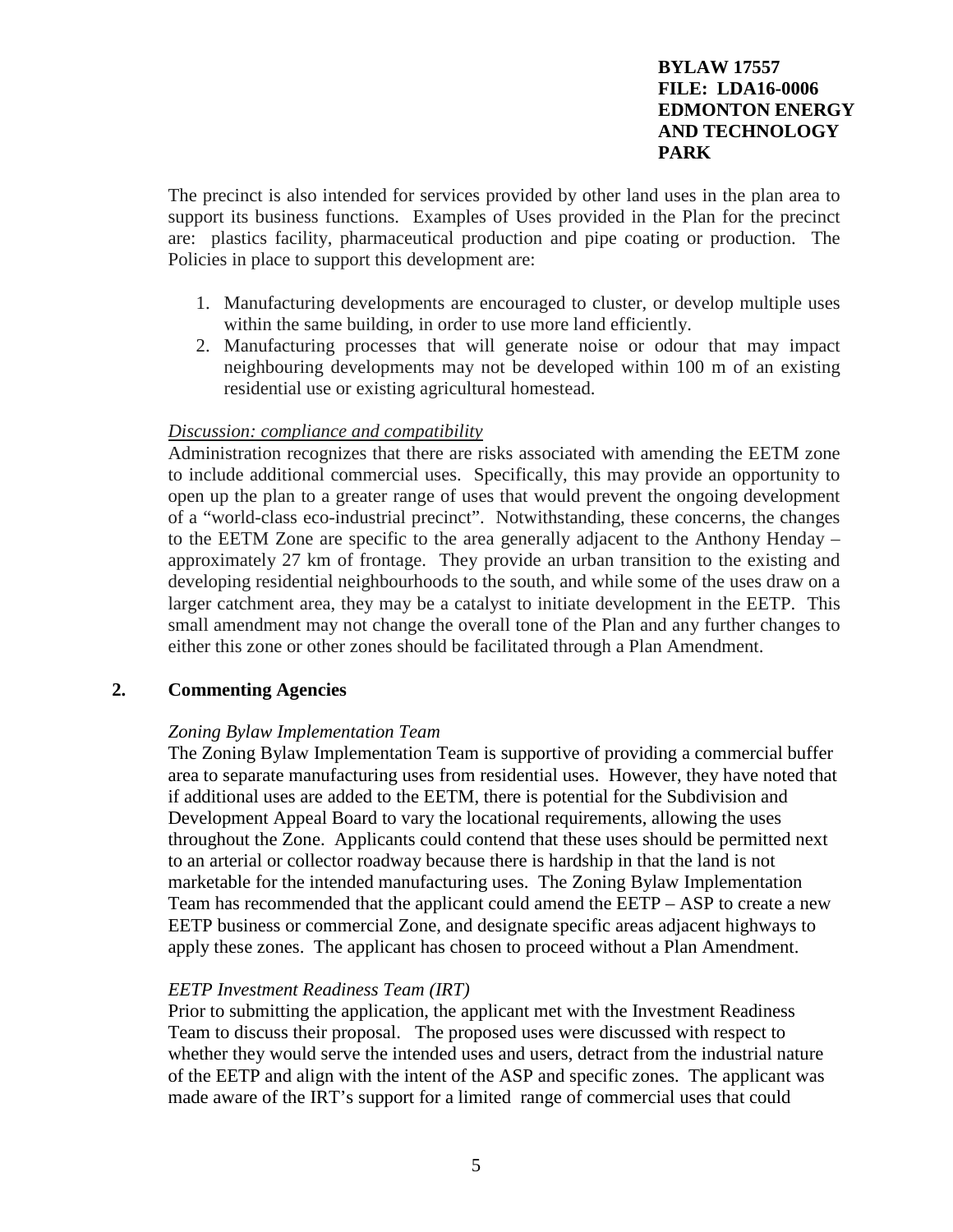The precinct is also intended for services provided by other land uses in the plan area to support its business functions. Examples of Uses provided in the Plan for the precinct are: plastics facility, pharmaceutical production and pipe coating or production. The Policies in place to support this development are:

1. Manufacturing developments are encouraged to cluster, or develop multiple uses within the same building, in order to use more land efficiently.
2. Manufacturing processes that will generate noise or odour that may impact neighbouring developments may not be developed within 100 m of an existing residential use or existing agricultural homestead.

*Discussion: compliance and compatibility*

Administration recognizes that there are risks associated with amending the EETM zone to include additional commercial uses. Specifically, this may provide an opportunity to open up the plan to a greater range of uses that would prevent the ongoing development of a "world-class eco-industrial precinct". Notwithstanding, these concerns, the changes to the EETM Zone are specific to the area generally adjacent to the Anthony Henday – approximately 27 km of frontage. They provide an urban transition to the existing and developing residential neighbourhoods to the south, and while some of the uses draw on a larger catchment area, they may be a catalyst to initiate development in the EETP. This small amendment may not change the overall tone of the Plan and any further changes to either this zone or other zones should be facilitated through a Plan Amendment.

## 2. Commenting Agencies

*Zoning Bylaw Implementation Team*

The Zoning Bylaw Implementation Team is supportive of providing a commercial buffer area to separate manufacturing uses from residential uses. However, they have noted that if additional uses are added to the EETM, there is potential for the Subdivision and Development Appeal Board to vary the locational requirements, allowing the uses throughout the Zone. Applicants could contend that these uses should be permitted next to an arterial or collector roadway because there is hardship in that the land is not marketable for the intended manufacturing uses. The Zoning Bylaw Implementation Team has recommended that the applicant could amend the EETP – ASP to create a new EETP business or commercial Zone, and designate specific areas adjacent highways to apply these zones. The applicant has chosen to proceed without a Plan Amendment.

*EETP Investment Readiness Team (IRT)*

Prior to submitting the application, the applicant met with the Investment Readiness Team to discuss their proposal. The proposed uses were discussed with respect to whether they would serve the intended uses and users, detract from the industrial nature of the EETP and align with the intent of the ASP and specific zones. The applicant was made aware of the IRT's support for a limited range of commercial uses that could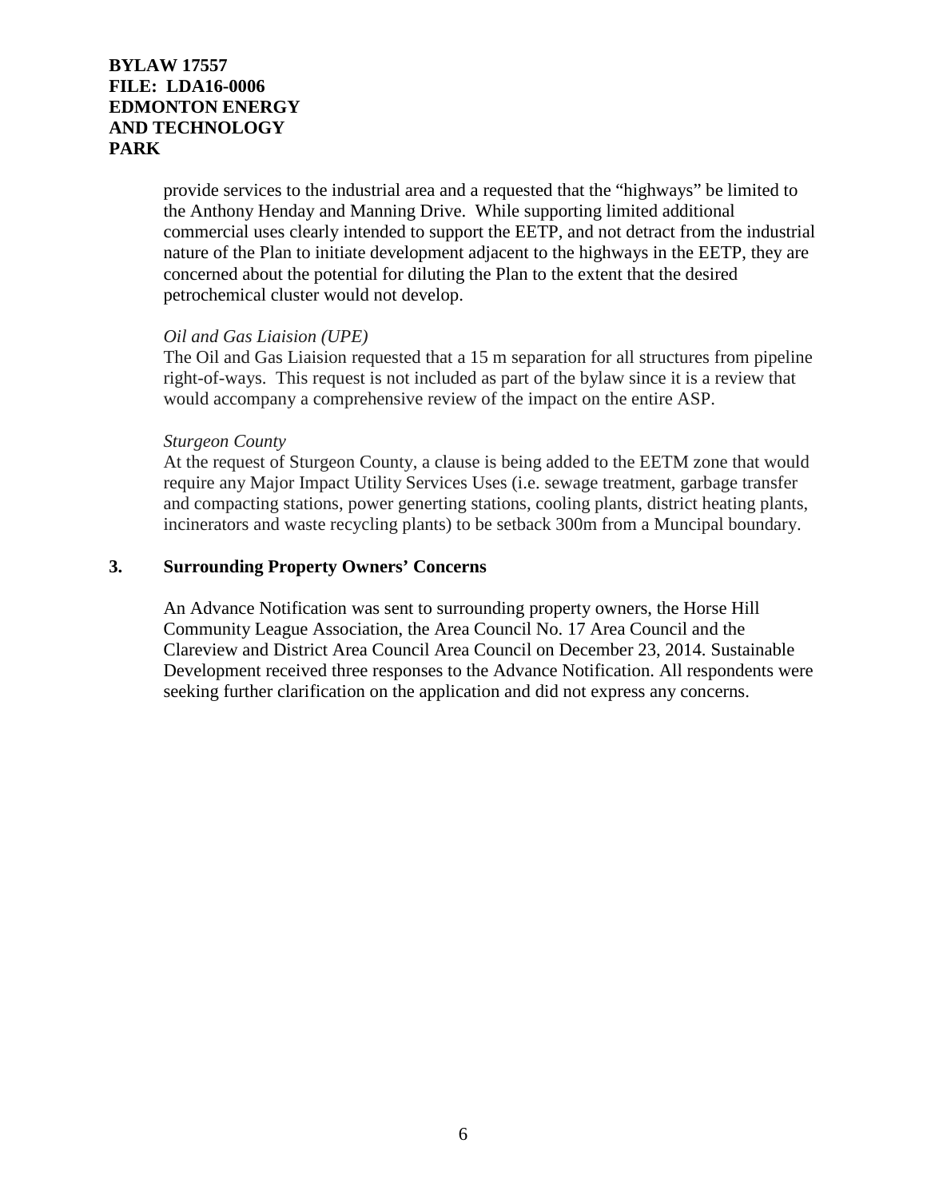provide services to the industrial area and a requested that the "highways" be limited to the Anthony Henday and Manning Drive. While supporting limited additional commercial uses clearly intended to support the EETP, and not detract from the industrial nature of the Plan to initiate development adjacent to the highways in the EETP, they are concerned about the potential for diluting the Plan to the extent that the desired petrochemical cluster would not develop.

*Oil and Gas Liaision (UPE)*

The Oil and Gas Liaision requested that a 15 m separation for all structures from pipeline right-of-ways. This request is not included as part of the bylaw since it is a review that would accompany a comprehensive review of the impact on the entire ASP.

*Sturgeon County*

At the request of Sturgeon County, a clause is being added to the EETM zone that would require any Major Impact Utility Services Uses (i.e. sewage treatment, garbage transfer and compacting stations, power generting stations, cooling plants, district heating plants, incinerators and waste recycling plants) to be setback 300m from a Muncipal boundary.

**3. Surrounding Property Owners' Concerns**

An Advance Notification was sent to surrounding property owners, the Horse Hill Community League Association, the Area Council No. 17 Area Council and the Clareview and District Area Council Area Council on December 23, 2014. Sustainable Development received three responses to the Advance Notification. All respondents were seeking further clarification on the application and did not express any concerns.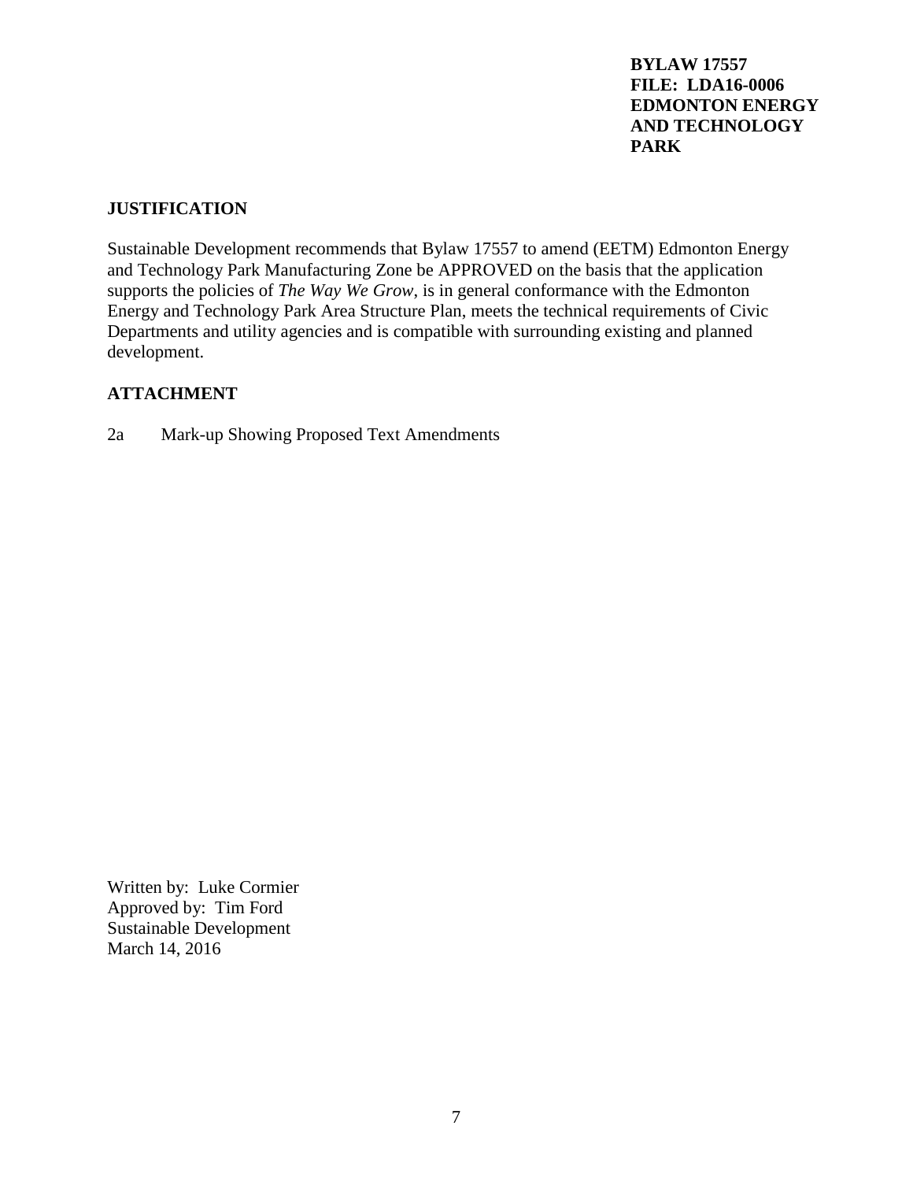**BYLAW 17557**
**FILE: LDA16-0006**
**EDMONTON ENERGY AND TECHNOLOGY PARK**

## JUSTIFICATION

Sustainable Development recommends that Bylaw 17557 to amend (EETM) Edmonton Energy and Technology Park Manufacturing Zone be APPROVED on the basis that the application supports the policies of *The Way We Grow*, is in general conformance with the Edmonton Energy and Technology Park Area Structure Plan, meets the technical requirements of Civic Departments and utility agencies and is compatible with surrounding existing and planned development.

## ATTACHMENT

2a Mark-up Showing Proposed Text Amendments

Written by: Luke Cormier
Approved by: Tim Ford
Sustainable Development
March 14, 2016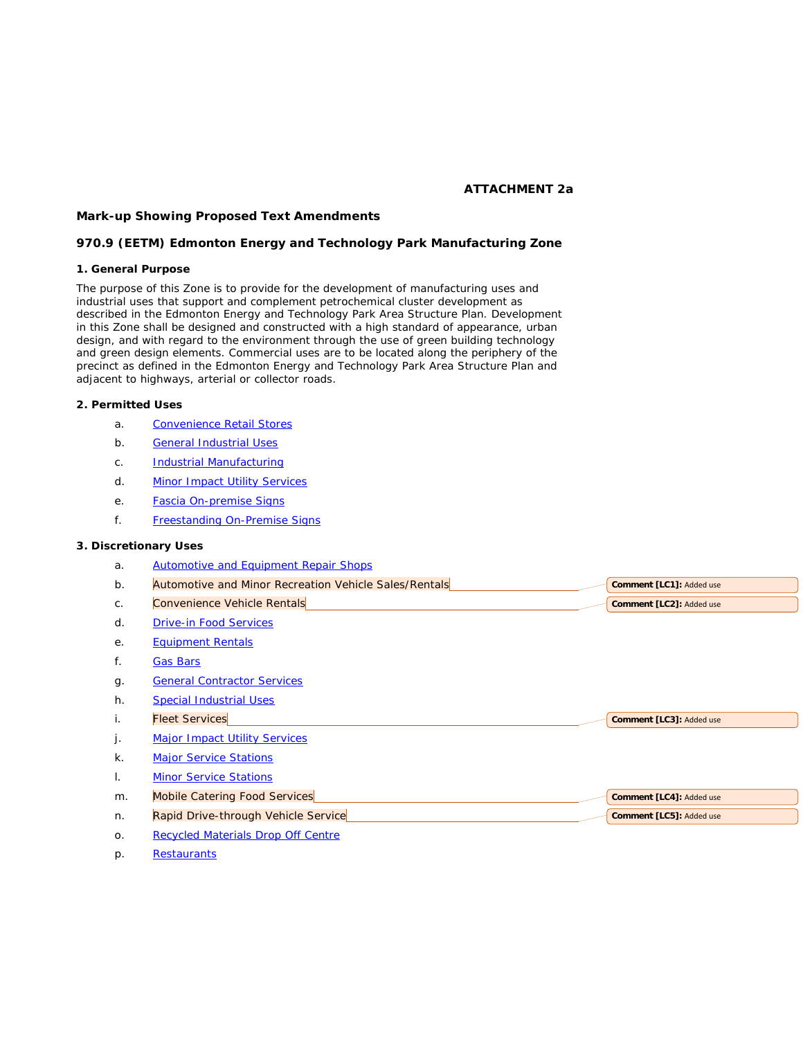**ATTACHMENT 2a**

## Mark-up Showing Proposed Text Amendments

## 970.9 (EETM) Edmonton Energy and Technology Park Manufacturing Zone

### 1. General Purpose

The purpose of this Zone is to provide for the development of manufacturing uses and industrial uses that support and complement petrochemical cluster development as described in the Edmonton Energy and Technology Park Area Structure Plan. Development in this Zone shall be designed and constructed with a high standard of appearance, urban design, and with regard to the environment through the use of green building technology and green design elements. Commercial uses are to be located along the periphery of the precinct as defined in the Edmonton Energy and Technology Park Area Structure Plan and adjacent to highways, arterial or collector roads.

### 2. Permitted Uses

a. Convenience Retail Stores

b. General Industrial Uses

c. Industrial Manufacturing

d. Minor Impact Utility Services

e. Fascia On-premise Signs

f. Freestanding On-Premise Signs

### 3. Discretionary Uses

a. Automotive and Equipment Repair Shops

b. Automotive and Minor Recreation Vehicle Sales/Rentals — Comment [LC1]: Added use

c. Convenience Vehicle Rentals — Comment [LC2]: Added use

d. Drive-in Food Services

e. Equipment Rentals

f. Gas Bars

g. General Contractor Services

h. Special Industrial Uses

i. Fleet Services — Comment [LC3]: Added use

j. Major Impact Utility Services

k. Major Service Stations

l. Minor Service Stations

m. Mobile Catering Food Services — Comment [LC4]: Added use

n. Rapid Drive-through Vehicle Service — Comment [LC5]: Added use

o. Recycled Materials Drop Off Centre

p. Restaurants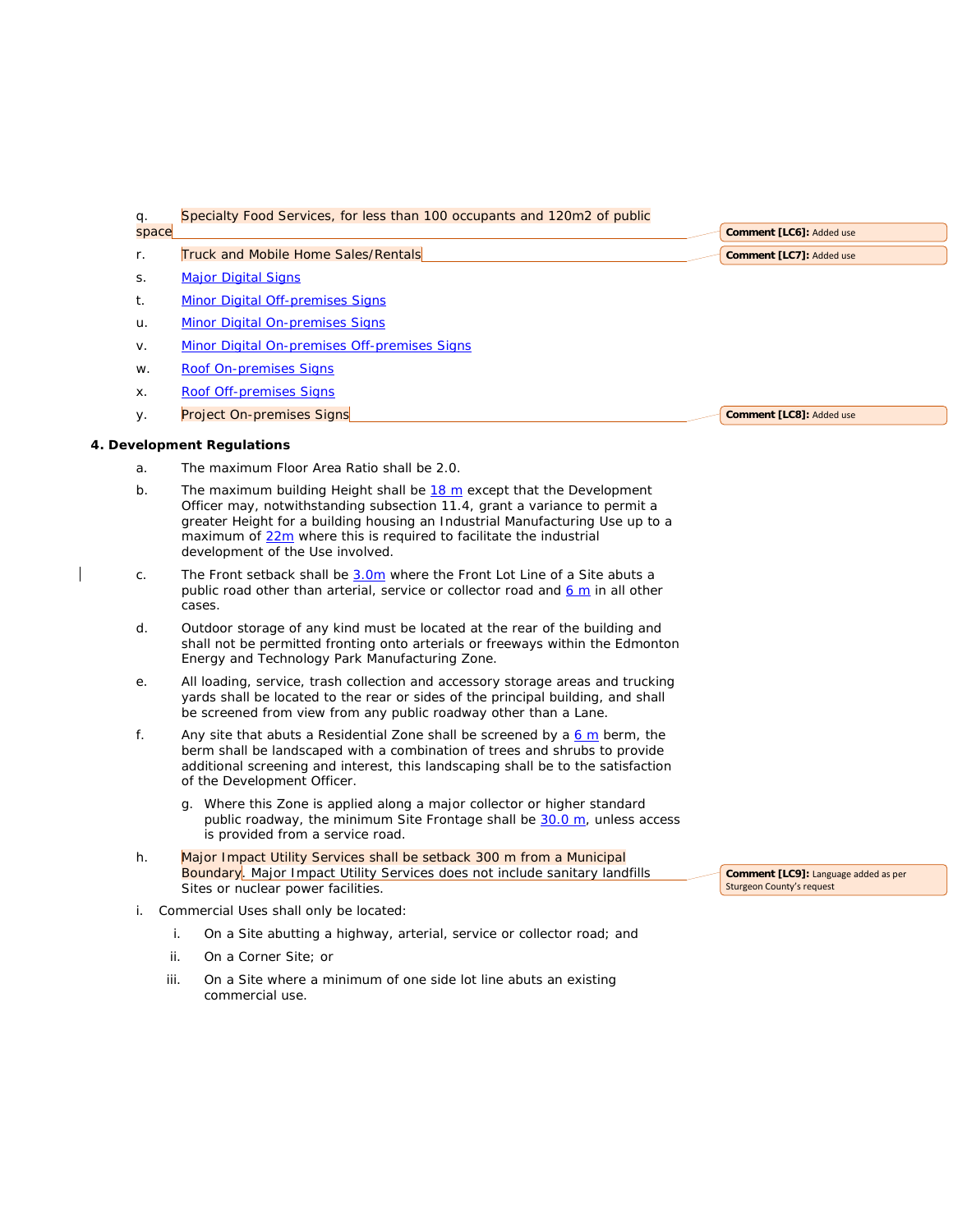q. Specialty Food Services, for less than 100 occupants and 120m2 of public space

r. Truck and Mobile Home Sales/Rentals

s. Major Digital Signs

t. Minor Digital Off-premises Signs

u. Minor Digital On-premises Signs

v. Minor Digital On-premises Off-premises Signs

w. Roof On-premises Signs

x. Roof Off-premises Signs

y. Project On-premises Signs

Comment [LC6]: Added use

Comment [LC7]: Added use

Comment [LC8]: Added use

**4. Development Regulations**

a. The maximum Floor Area Ratio shall be 2.0.

b. The maximum building Height shall be 18 m except that the Development Officer may, notwithstanding subsection 11.4, grant a variance to permit a greater Height for a building housing an Industrial Manufacturing Use up to a maximum of 22m where this is required to facilitate the industrial development of the Use involved.

c. The Front setback shall be 3.0m where the Front Lot Line of a Site abuts a public road other than arterial, service or collector road and 6 m in all other cases.

d. Outdoor storage of any kind must be located at the rear of the building and shall not be permitted fronting onto arterials or freeways within the Edmonton Energy and Technology Park Manufacturing Zone.

e. All loading, service, trash collection and accessory storage areas and trucking yards shall be located to the rear or sides of the principal building, and shall be screened from view from any public roadway other than a Lane.

f. Any site that abuts a Residential Zone shall be screened by a 6 m berm, the berm shall be landscaped with a combination of trees and shrubs to provide additional screening and interest, this landscaping shall be to the satisfaction of the Development Officer.

   g. Where this Zone is applied along a major collector or higher standard public roadway, the minimum Site Frontage shall be 30.0 m, unless access is provided from a service road.

h. Major Impact Utility Services shall be setback 300 m from a Municipal Boundary. Major Impact Utility Services does not include sanitary landfills Sites or nuclear power facilities.

Comment [LC9]: Language added as per Sturgeon County's request

i. Commercial Uses shall only be located:

   i. On a Site abutting a highway, arterial, service or collector road; and

   ii. On a Corner Site; or

   iii. On a Site where a minimum of one side lot line abuts an existing commercial use.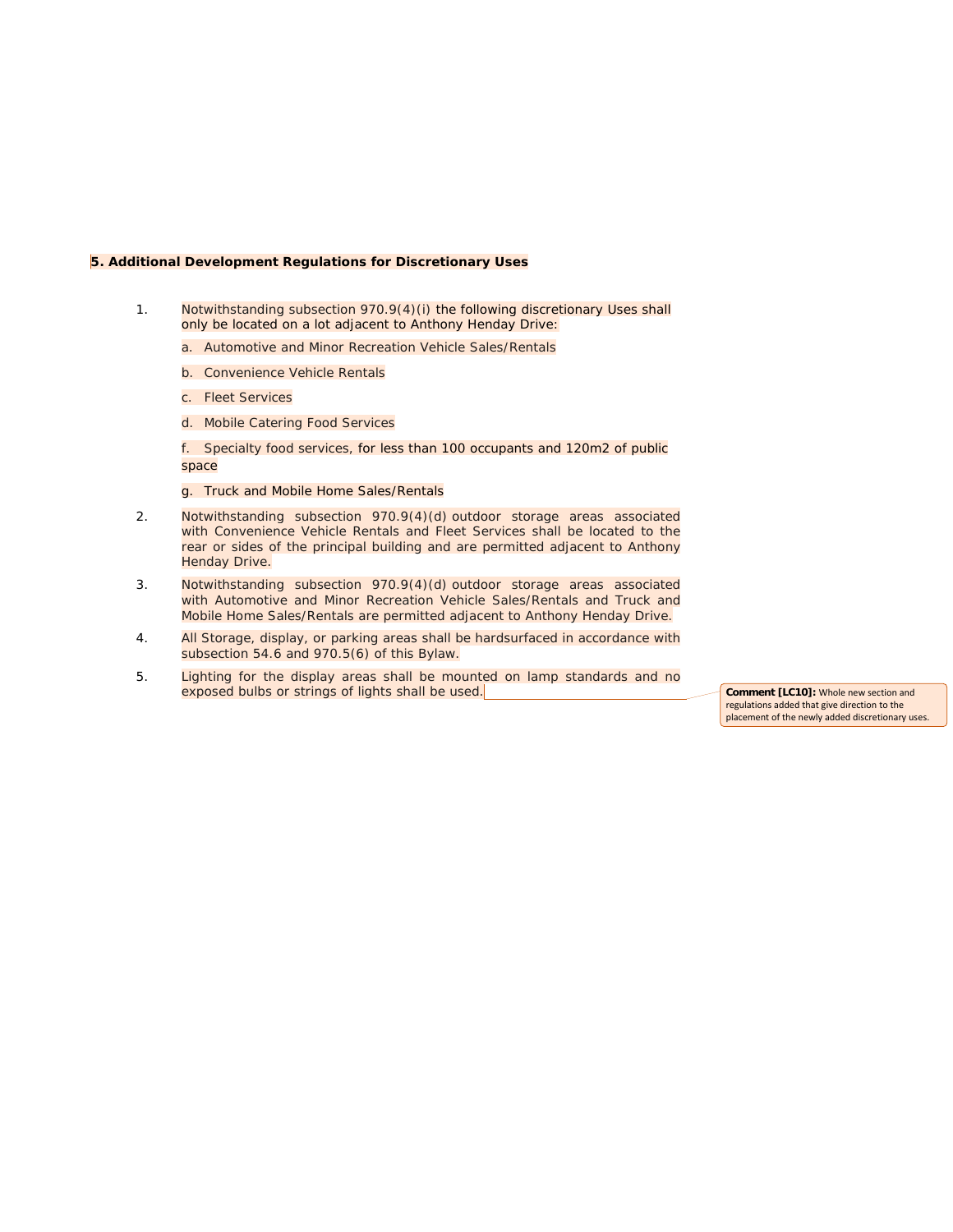**5. Additional Development Regulations for Discretionary Uses**

1. Notwithstanding subsection 970.9(4)(i) the following discretionary Uses shall only be located on a lot adjacent to Anthony Henday Drive:

   a. Automotive and Minor Recreation Vehicle Sales/Rentals

   b. Convenience Vehicle Rentals

   c. Fleet Services

   d. Mobile Catering Food Services

   f. Specialty food services, for less than 100 occupants and 120m2 of public space

   g. Truck and Mobile Home Sales/Rentals

2. Notwithstanding subsection 970.9(4)(d) outdoor storage areas associated with Convenience Vehicle Rentals and Fleet Services shall be located to the rear or sides of the principal building and are permitted adjacent to Anthony Henday Drive.

3. Notwithstanding subsection 970.9(4)(d) outdoor storage areas associated with Automotive and Minor Recreation Vehicle Sales/Rentals and Truck and Mobile Home Sales/Rentals are permitted adjacent to Anthony Henday Drive.

4. All Storage, display, or parking areas shall be hardsurfaced in accordance with subsection 54.6 and 970.5(6) of this Bylaw.

5. Lighting for the display areas shall be mounted on lamp standards and no exposed bulbs or strings of lights shall be used.

**Comment [LC10]:** Whole new section and regulations added that give direction to the placement of the newly added discretionary uses.